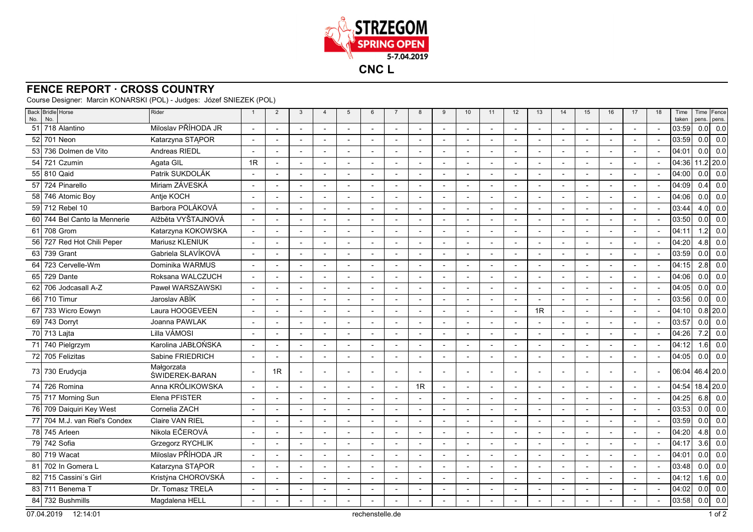# STRZEGOM SPRING OPEN

5-7.04.2019

## CNC L

## FENCE REPORT · CROSS COUNTRY

Course Designer: Marcin KONARSKI (POL) - Judges: Józef SNIEZEK (POL)

| Back No. | Bridle No. | Horse | Rider | 1 | 2 | 3 | 4 | 5 | 6 | 7 | 8 | 9 | 10 | 11 | 12 | 13 | 14 | 15 | 16 | 17 | 18 | Time taken | Time pens. | Fence pens. |
|---|---|---|---|---|---|---|---|---|---|---|---|---|---|---|---|---|---|---|---|---|---|---|---|---|
| 51 | 718 | Alantino | Miloslav PŘÍHODA JR | - | - | - | - | - | - | - | - | - | - | - | - | - | - | - | - | - | - | 03:59 | 0.0 | 0.0 |
| 52 | 701 | Neon | Katarzyna STĄPOR | - | - | - | - | - | - | - | - | - | - | - | - | - | - | - | - | - | - | 03:59 | 0.0 | 0.0 |
| 53 | 736 | Dolmen de Vito | Andreas RIEDL | - | - | - | - | - | - | - | - | - | - | - | - | - | - | - | - | - | - | 04:01 | 0.0 | 0.0 |
| 54 | 721 | Czumin | Agata GIL | 1R | - | - | - | - | - | - | - | - | - | - | - | - | - | - | - | - | - | 04:36 | 11.2 | 20.0 |
| 55 | 810 | Qaid | Patrik SUKDOLÁK | - | - | - | - | - | - | - | - | - | - | - | - | - | - | - | - | - | - | 04:00 | 0.0 | 0.0 |
| 57 | 724 | Pinarello | Miriam ZÁVESKÁ | - | - | - | - | - | - | - | - | - | - | - | - | - | - | - | - | - | - | 04:09 | 0.4 | 0.0 |
| 58 | 746 | Atomic Boy | Antje KOCH | - | - | - | - | - | - | - | - | - | - | - | - | - | - | - | - | - | - | 04:06 | 0.0 | 0.0 |
| 59 | 712 | Rebel 10 | Barbora POLÁKOVÁ | - | - | - | - | - | - | - | - | - | - | - | - | - | - | - | - | - | - | 03:44 | 4.0 | 0.0 |
| 60 | 744 | Bel Canto la Mennerie | Alžběta VYŠTAJNOVÁ | - | - | - | - | - | - | - | - | - | - | - | - | - | - | - | - | - | - | 03:50 | 0.0 | 0.0 |
| 61 | 708 | Grom | Katarzyna KOKOWSKA | - | - | - | - | - | - | - | - | - | - | - | - | - | - | - | - | - | - | 04:11 | 1.2 | 0.0 |
| 56 | 727 | Red Hot Chili Peper | Mariusz KLENIUK | - | - | - | - | - | - | - | - | - | - | - | - | - | - | - | - | - | - | 04:20 | 4.8 | 0.0 |
| 63 | 739 | Grant | Gabriela SLAVÍKOVÁ | - | - | - | - | - | - | - | - | - | - | - | - | - | - | - | - | - | - | 03:59 | 0.0 | 0.0 |
| 64 | 723 | Cervelle-Wm | Dominika WARMUS | - | - | - | - | - | - | - | - | - | - | - | - | - | - | - | - | - | - | 04:15 | 2.8 | 0.0 |
| 65 | 729 | Dante | Roksana WALCZUCH | - | - | - | - | - | - | - | - | - | - | - | - | - | - | - | - | - | - | 04:06 | 0.0 | 0.0 |
| 62 | 706 | Jodcasall A-Z | Paweł WARSZAWSKI | - | - | - | - | - | - | - | - | - | - | - | - | - | - | - | - | - | - | 04:05 | 0.0 | 0.0 |
| 66 | 710 | Timur | Jaroslav ABÍK | - | - | - | - | - | - | - | - | - | - | - | - | - | - | - | - | - | - | 03:56 | 0.0 | 0.0 |
| 67 | 733 | Wicro Eowyn | Laura HOOGEVEEN | - | - | - | - | - | - | - | - | - | - | - | - | 1R | - | - | - | - | - | 04:10 | 0.8 | 20.0 |
| 69 | 743 | Dorryt | Joanna PAWLAK | - | - | - | - | - | - | - | - | - | - | - | - | - | - | - | - | - | - | 03:57 | 0.0 | 0.0 |
| 70 | 713 | Lajta | Lilla VÁMOSI | - | - | - | - | - | - | - | - | - | - | - | - | - | - | - | - | - | - | 04:26 | 7.2 | 0.0 |
| 71 | 740 | Pielgrzym | Karolina JABŁOŃSKA | - | - | - | - | - | - | - | - | - | - | - | - | - | - | - | - | - | - | 04:12 | 1.6 | 0.0 |
| 72 | 705 | Felizitas | Sabine FRIEDRICH | - | - | - | - | - | - | - | - | - | - | - | - | - | - | - | - | - | - | 04:05 | 0.0 | 0.0 |
| 73 | 730 | Erudycja | Małgorzata ŚWIDEREK-BARAN | - | 1R | - | - | - | - | - | - | - | - | - | - | - | - | - | - | - | - | 06:04 | 46.4 | 20.0 |
| 74 | 726 | Romina | Anna KRÓLIKOWSKA | - | - | - | - | - | - | - | 1R | - | - | - | - | - | - | - | - | - | - | 04:54 | 18.4 | 20.0 |
| 75 | 717 | Morning Sun | Elena PFISTER | - | - | - | - | - | - | - | - | - | - | - | - | - | - | - | - | - | - | 04:25 | 6.8 | 0.0 |
| 76 | 709 | Daiquiri Key West | Cornelia ZACH | - | - | - | - | - | - | - | - | - | - | - | - | - | - | - | - | - | - | 03:53 | 0.0 | 0.0 |
| 77 | 704 | M.J. van Riel's Condex | Claire VAN RIEL | - | - | - | - | - | - | - | - | - | - | - | - | - | - | - | - | - | - | 03:59 | 0.0 | 0.0 |
| 78 | 745 | Arleen | Nikola EČEROVÁ | - | - | - | - | - | - | - | - | - | - | - | - | - | - | - | - | - | - | 04:20 | 4.8 | 0.0 |
| 79 | 742 | Sofia | Grzegorz RYCHLIK | - | - | - | - | - | - | - | - | - | - | - | - | - | - | - | - | - | - | 04:17 | 3.6 | 0.0 |
| 80 | 719 | Wacat | Miloslav PŘÍHODA JR | - | - | - | - | - | - | - | - | - | - | - | - | - | - | - | - | - | - | 04:01 | 0.0 | 0.0 |
| 81 | 702 | In Gomera L | Katarzyna STĄPOR | - | - | - | - | - | - | - | - | - | - | - | - | - | - | - | - | - | - | 03:48 | 0.0 | 0.0 |
| 82 | 715 | Cassini´s Girl | Kristýna CHOROVSKÁ | - | - | - | - | - | - | - | - | - | - | - | - | - | - | - | - | - | - | 04:12 | 1.6 | 0.0 |
| 83 | 711 | Benema T | Dr. Tomasz TRELA | - | - | - | - | - | - | - | - | - | - | - | - | - | - | - | - | - | - | 04:02 | 0.0 | 0.0 |
| 84 | 732 | Bushmills | Magdalena HELL | - | - | - | - | - | - | - | - | - | - | - | - | - | - | - | - | - | - | 03:58 | 0.0 | 0.0 |

07.04.2019 12:14:01 rechenstelle.de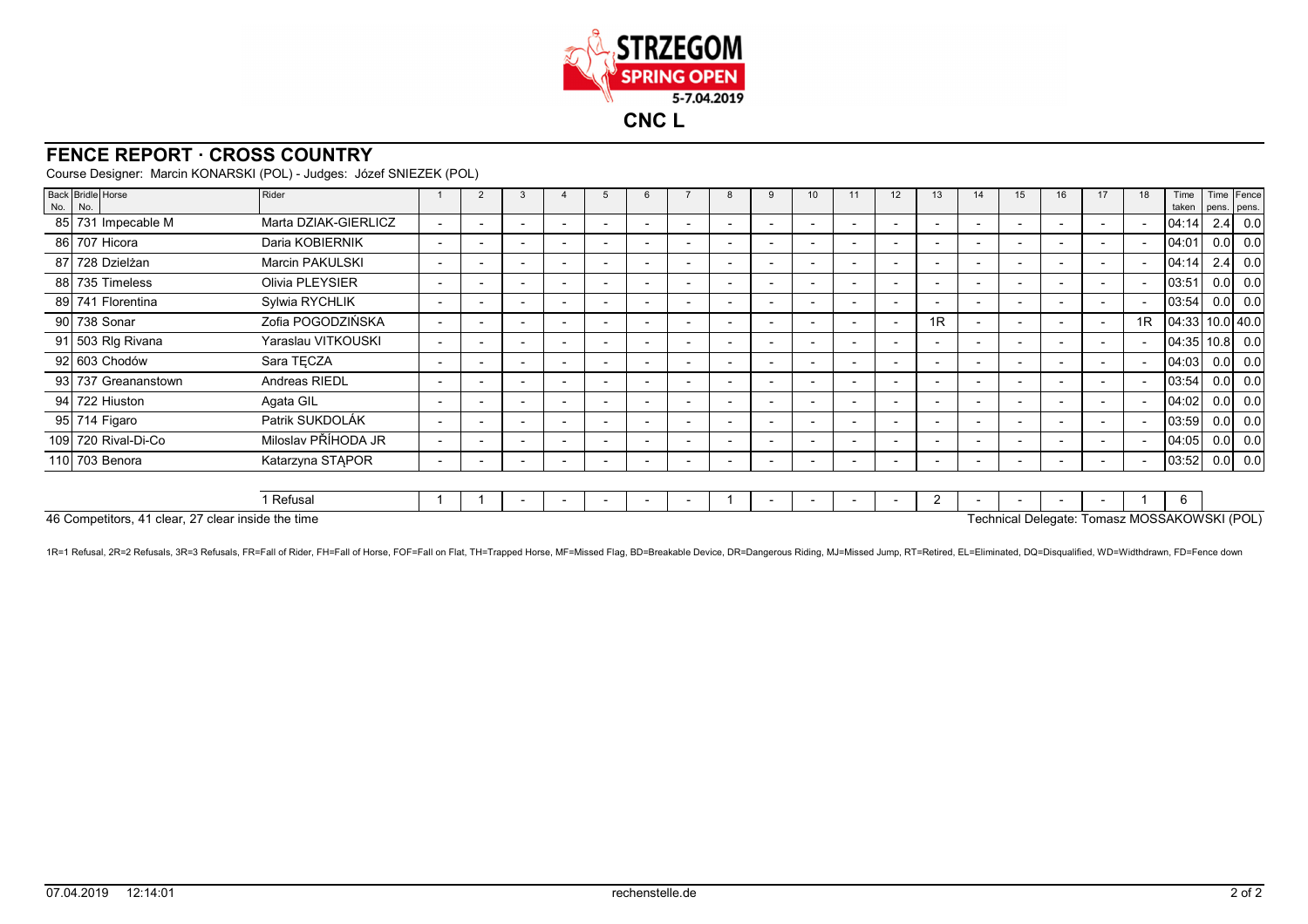STRZEGOM SPRING OPEN 5-7.04.2019

**CNC L**

## FENCE REPORT · CROSS COUNTRY

Course Designer: Marcin KONARSKI (POL) - Judges: Józef SNIEZEK (POL)

| Back No. | Bridle No. Horse | Rider | 1 | 2 | 3 | 4 | 5 | 6 | 7 | 8 | 9 | 10 | 11 | 12 | 13 | 14 | 15 | 16 | 17 | 18 | Time taken | Time pens. | Fence pens. |
|---|---|---|---|---|---|---|---|---|---|---|---|---|---|---|---|---|---|---|---|---|---|---|---|
| 85 | 731 Impecable M | Marta DZIAK-GIERLICZ | - | - | - | - | - | - | - | - | - | - | - | - | - | - | - | - | - | - | 04:14 | 2.4 | 0.0 |
| 86 | 707 Hicora | Daria KOBIERNIK | - | - | - | - | - | - | - | - | - | - | - | - | - | - | - | - | - | - | 04:01 | 0.0 | 0.0 |
| 87 | 728 Dzielżan | Marcin PAKULSKI | - | - | - | - | - | - | - | - | - | - | - | - | - | - | - | - | - | - | 04:14 | 2.4 | 0.0 |
| 88 | 735 Timeless | Olivia PLEYSIER | - | - | - | - | - | - | - | - | - | - | - | - | - | - | - | - | - | - | 03:51 | 0.0 | 0.0 |
| 89 | 741 Florentina | Sylwia RYCHLIK | - | - | - | - | - | - | - | - | - | - | - | - | - | - | - | - | - | - | 03:54 | 0.0 | 0.0 |
| 90 | 738 Sonar | Zofia POGODZIŃSKA | - | - | - | - | - | - | - | - | - | - | - | - | 1R | - | - | - | - | 1R | 04:33 | 10.0 | 40.0 |
| 91 | 503 Rlg Rivana | Yaraslau VITKOUSKI | - | - | - | - | - | - | - | - | - | - | - | - | - | - | - | - | - | - | 04:35 | 10.8 | 0.0 |
| 92 | 603 Chodów | Sara TĘCZA | - | - | - | - | - | - | - | - | - | - | - | - | - | - | - | - | - | - | 04:03 | 0.0 | 0.0 |
| 93 | 737 Greananstown | Andreas RIEDL | - | - | - | - | - | - | - | - | - | - | - | - | - | - | - | - | - | - | 03:54 | 0.0 | 0.0 |
| 94 | 722 Hiuston | Agata GIL | - | - | - | - | - | - | - | - | - | - | - | - | - | - | - | - | - | - | 04:02 | 0.0 | 0.0 |
| 95 | 714 Figaro | Patrik SUKDOLÁK | - | - | - | - | - | - | - | - | - | - | - | - | - | - | - | - | - | - | 03:59 | 0.0 | 0.0 |
| 109 | 720 Rival-Di-Co | Miloslav PŘÍHODA JR | - | - | - | - | - | - | - | - | - | - | - | - | - | - | - | - | - | - | 04:05 | 0.0 | 0.0 |
| 110 | 703 Benora | Katarzyna STĄPOR | - | - | - | - | - | - | - | - | - | - | - | - | - | - | - | - | - | - | 03:52 | 0.0 | 0.0 |
| | | 1 Refusal | 1 | 1 | - | - | - | - | - | 1 | - | - | - | - | 2 | - | - | - | - | 1 | 6 | | |

46 Competitors, 41 clear, 27 clear inside the time

Technical Delegate: Tomasz MOSSAKOWSKI (POL)

1R=1 Refusal, 2R=2 Refusals, 3R=3 Refusals, FR=Fall of Rider, FH=Fall of Horse, FOF=Fall on Flat, TH=Trapped Horse, MF=Missed Flag, BD=Breakable Device, DR=Dangerous Riding, MJ=Missed Jump, RT=Retired, EL=Eliminated, DQ=Disqualified, WD=Widthdrawn, FD=Fence down

07.04.2019 12:14:01 rechenstelle.de